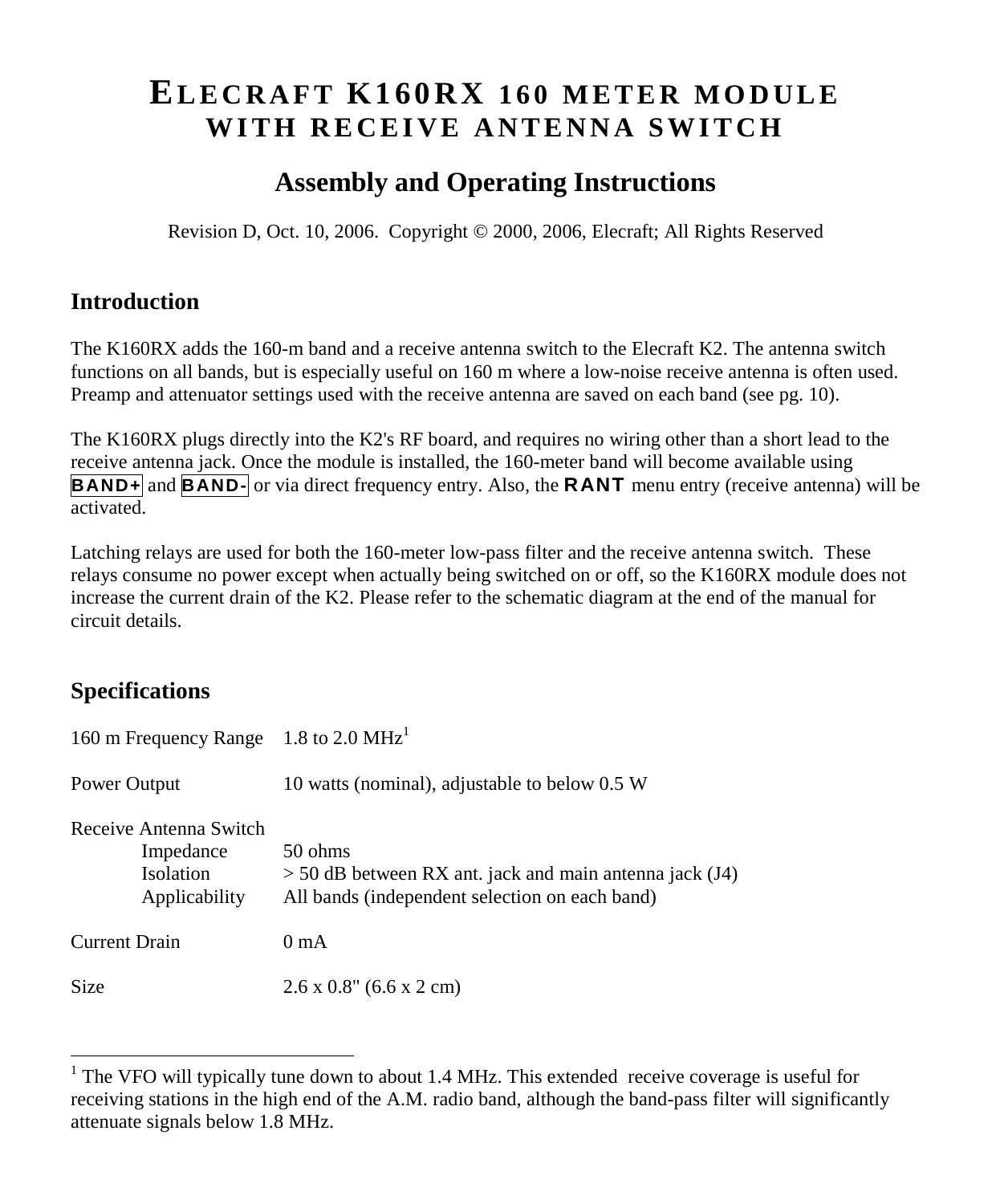# ELECRAFT K160RX 160 METER MODULE WITH RECEIVE ANTENNA SWITCH

## Assembly and Operating Instructions

Revision D, Oct. 10, 2006. Copyright © 2000, 2006, Elecraft; All Rights Reserved

## Introduction

The K160RX adds the 160-m band and a receive antenna switch to the Elecraft K2. The antenna switch functions on all bands, but is especially useful on 160 m where a low-noise receive antenna is often used. Preamp and attenuator settings used with the receive antenna are saved on each band (see pg. 10).

The K160RX plugs directly into the K2's RF board, and requires no wiring other than a short lead to the receive antenna jack. Once the module is installed, the 160-meter band will become available using **BAND+** and **BAND-** or via direct frequency entry. Also, the **RANT** menu entry (receive antenna) will be activated.

Latching relays are used for both the 160-meter low-pass filter and the receive antenna switch. These relays consume no power except when actually being switched on or off, so the K160RX module does not increase the current drain of the K2. Please refer to the schematic diagram at the end of the manual for circuit details.

## Specifications

| | |
|---|---|
| 160 m Frequency Range | 1.8 to 2.0 MHz[1] |
| Power Output | 10 watts (nominal), adjustable to below 0.5 W |
| Receive Antenna Switch | |
| Impedance | 50 ohms |
| Isolation | > 50 dB between RX ant. jack and main antenna jack (J4) |
| Applicability | All bands (independent selection on each band) |
| Current Drain | 0 mA |
| Size | 2.6 x 0.8" (6.6 x 2 cm) |

[1] The VFO will typically tune down to about 1.4 MHz. This extended receive coverage is useful for receiving stations in the high end of the A.M. radio band, although the band-pass filter will significantly attenuate signals below 1.8 MHz.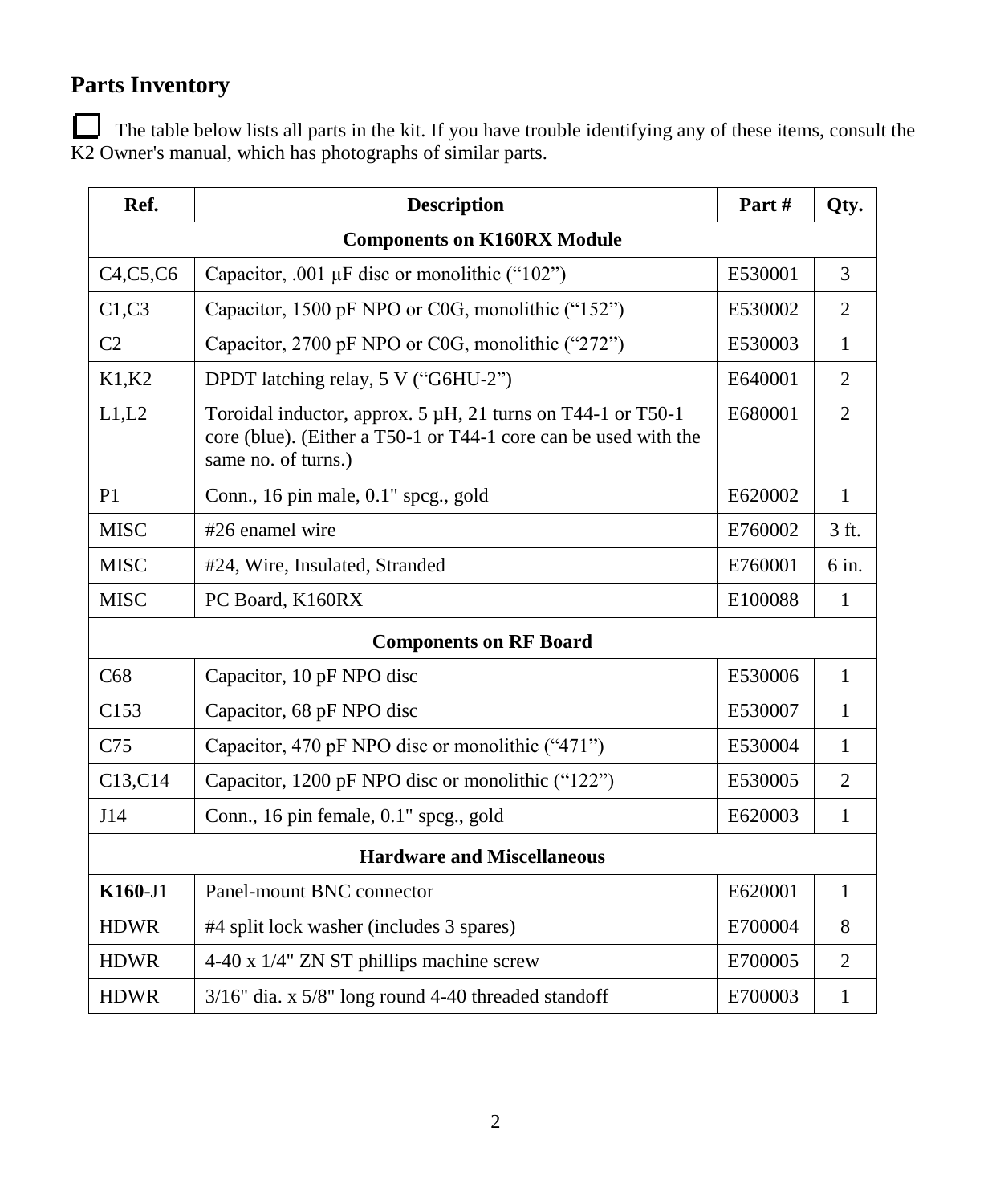## Parts Inventory

☐ The table below lists all parts in the kit. If you have trouble identifying any of these items, consult the K2 Owner's manual, which has photographs of similar parts.

| Ref. | Description | Part # | Qty. |
|---|---|---|---|
| **Components on K160RX Module** | | | |
| C4,C5,C6 | Capacitor, .001 µF disc or monolithic (“102”) | E530001 | 3 |
| C1,C3 | Capacitor, 1500 pF NPO or C0G, monolithic (“152”) | E530002 | 2 |
| C2 | Capacitor, 2700 pF NPO or C0G, monolithic (“272”) | E530003 | 1 |
| K1,K2 | DPDT latching relay, 5 V (“G6HU-2”) | E640001 | 2 |
| L1,L2 | Toroidal inductor, approx. 5 µH, 21 turns on T44-1 or T50-1 core (blue). (Either a T50-1 or T44-1 core can be used with the same no. of turns.) | E680001 | 2 |
| P1 | Conn., 16 pin male, 0.1" spcg., gold | E620002 | 1 |
| MISC | #26 enamel wire | E760002 | 3 ft. |
| MISC | #24, Wire, Insulated, Stranded | E760001 | 6 in. |
| MISC | PC Board, K160RX | E100088 | 1 |
| **Components on RF Board** | | | |
| C68 | Capacitor, 10 pF NPO disc | E530006 | 1 |
| C153 | Capacitor, 68 pF NPO disc | E530007 | 1 |
| C75 | Capacitor, 470 pF NPO disc or monolithic (“471”) | E530004 | 1 |
| C13,C14 | Capacitor, 1200 pF NPO disc or monolithic (“122”) | E530005 | 2 |
| J14 | Conn., 16 pin female, 0.1" spcg., gold | E620003 | 1 |
| **Hardware and Miscellaneous** | | | |
| **K160**-J1 | Panel-mount BNC connector | E620001 | 1 |
| HDWR | #4 split lock washer (includes 3 spares) | E700004 | 8 |
| HDWR | 4-40 x 1/4" ZN ST phillips machine screw | E700005 | 2 |
| HDWR | 3/16" dia. x 5/8" long round 4-40 threaded standoff | E700003 | 1 |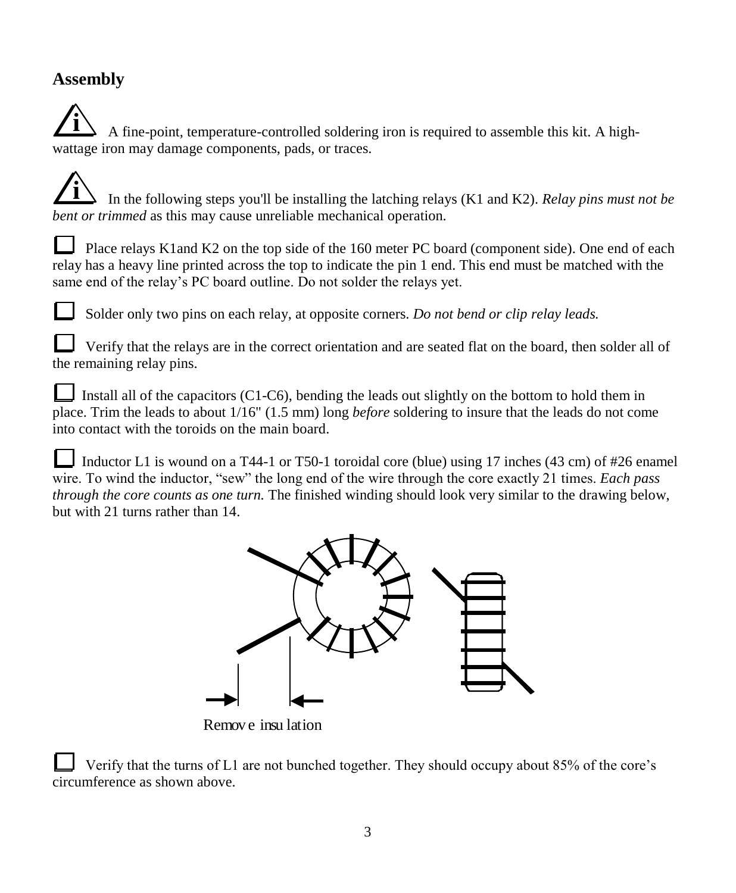## Assembly

A fine-point, temperature-controlled soldering iron is required to assemble this kit. A high-wattage iron may damage components, pads, or traces.

In the following steps you'll be installing the latching relays (K1 and K2). *Relay pins must not be bent or trimmed* as this may cause unreliable mechanical operation.

☐ Place relays K1and K2 on the top side of the 160 meter PC board (component side). One end of each relay has a heavy line printed across the top to indicate the pin 1 end. This end must be matched with the same end of the relay's PC board outline. Do not solder the relays yet.

☐ Solder only two pins on each relay, at opposite corners. *Do not bend or clip relay leads.*

☐ Verify that the relays are in the correct orientation and are seated flat on the board, then solder all of the remaining relay pins.

☐ Install all of the capacitors (C1-C6), bending the leads out slightly on the bottom to hold them in place. Trim the leads to about 1/16" (1.5 mm) long *before* soldering to insure that the leads do not come into contact with the toroids on the main board.

☐ Inductor L1 is wound on a T44-1 or T50-1 toroidal core (blue) using 17 inches (43 cm) of #26 enamel wire. To wind the inductor, "sew" the long end of the wire through the core exactly 21 times. *Each pass through the core counts as one turn.* The finished winding should look very similar to the drawing below, but with 21 turns rather than 14.

Remove insulation

☐ Verify that the turns of L1 are not bunched together. They should occupy about 85% of the core's circumference as shown above.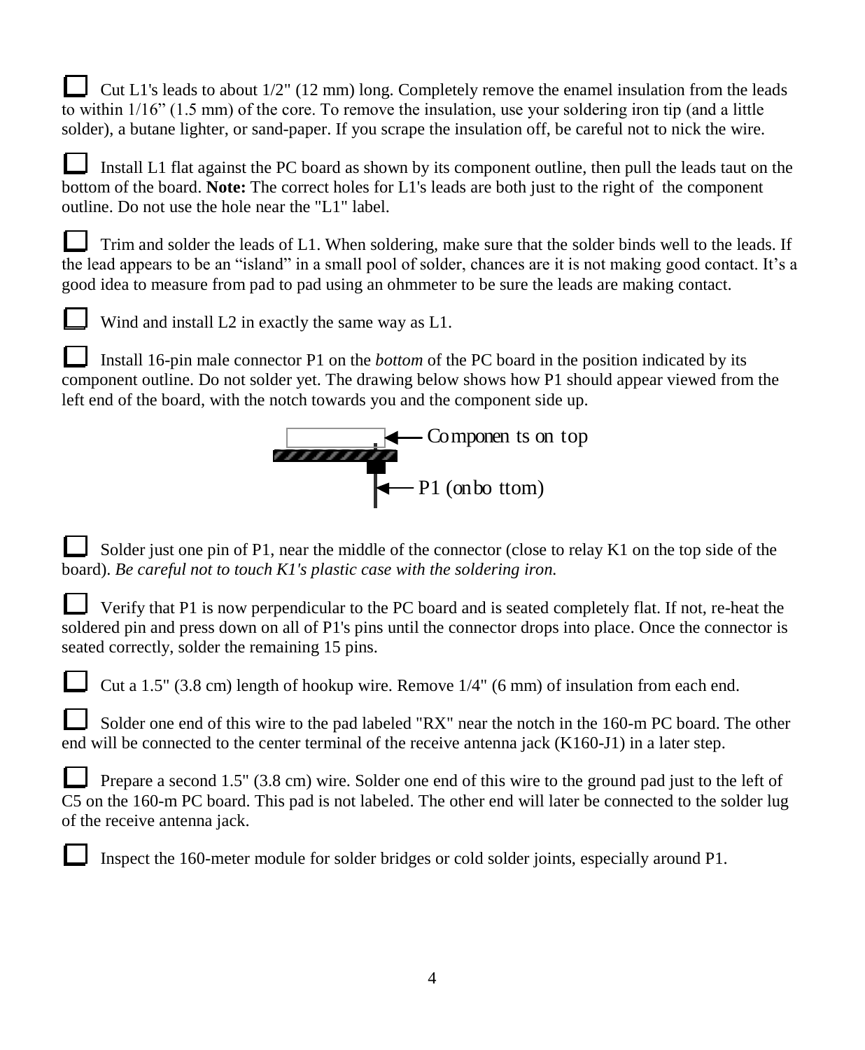☐ Cut L1's leads to about 1/2" (12 mm) long. Completely remove the enamel insulation from the leads to within 1/16” (1.5 mm) of the core. To remove the insulation, use your soldering iron tip (and a little solder), a butane lighter, or sand-paper. If you scrape the insulation off, be careful not to nick the wire.

☐ Install L1 flat against the PC board as shown by its component outline, then pull the leads taut on the bottom of the board. **Note:** The correct holes for L1's leads are both just to the right of the component outline. Do not use the hole near the "L1" label.

☐ Trim and solder the leads of L1. When soldering, make sure that the solder binds well to the leads. If the lead appears to be an “island” in a small pool of solder, chances are it is not making good contact. It’s a good idea to measure from pad to pad using an ohmmeter to be sure the leads are making contact.

☐ Wind and install L2 in exactly the same way as L1.

☐ Install 16-pin male connector P1 on the *bottom* of the PC board in the position indicated by its component outline. Do not solder yet. The drawing below shows how P1 should appear viewed from the left end of the board, with the notch towards you and the component side up.

Components on top

P1 (on bottom)

☐ Solder just one pin of P1, near the middle of the connector (close to relay K1 on the top side of the board). *Be careful not to touch K1's plastic case with the soldering iron.*

☐ Verify that P1 is now perpendicular to the PC board and is seated completely flat. If not, re-heat the soldered pin and press down on all of P1's pins until the connector drops into place. Once the connector is seated correctly, solder the remaining 15 pins.

☐ Cut a 1.5" (3.8 cm) length of hookup wire. Remove 1/4" (6 mm) of insulation from each end.

☐ Solder one end of this wire to the pad labeled "RX" near the notch in the 160-m PC board. The other end will be connected to the center terminal of the receive antenna jack (K160-J1) in a later step.

☐ Prepare a second 1.5" (3.8 cm) wire. Solder one end of this wire to the ground pad just to the left of C5 on the 160-m PC board. This pad is not labeled. The other end will later be connected to the solder lug of the receive antenna jack.

☐ Inspect the 160-meter module for solder bridges or cold solder joints, especially around P1.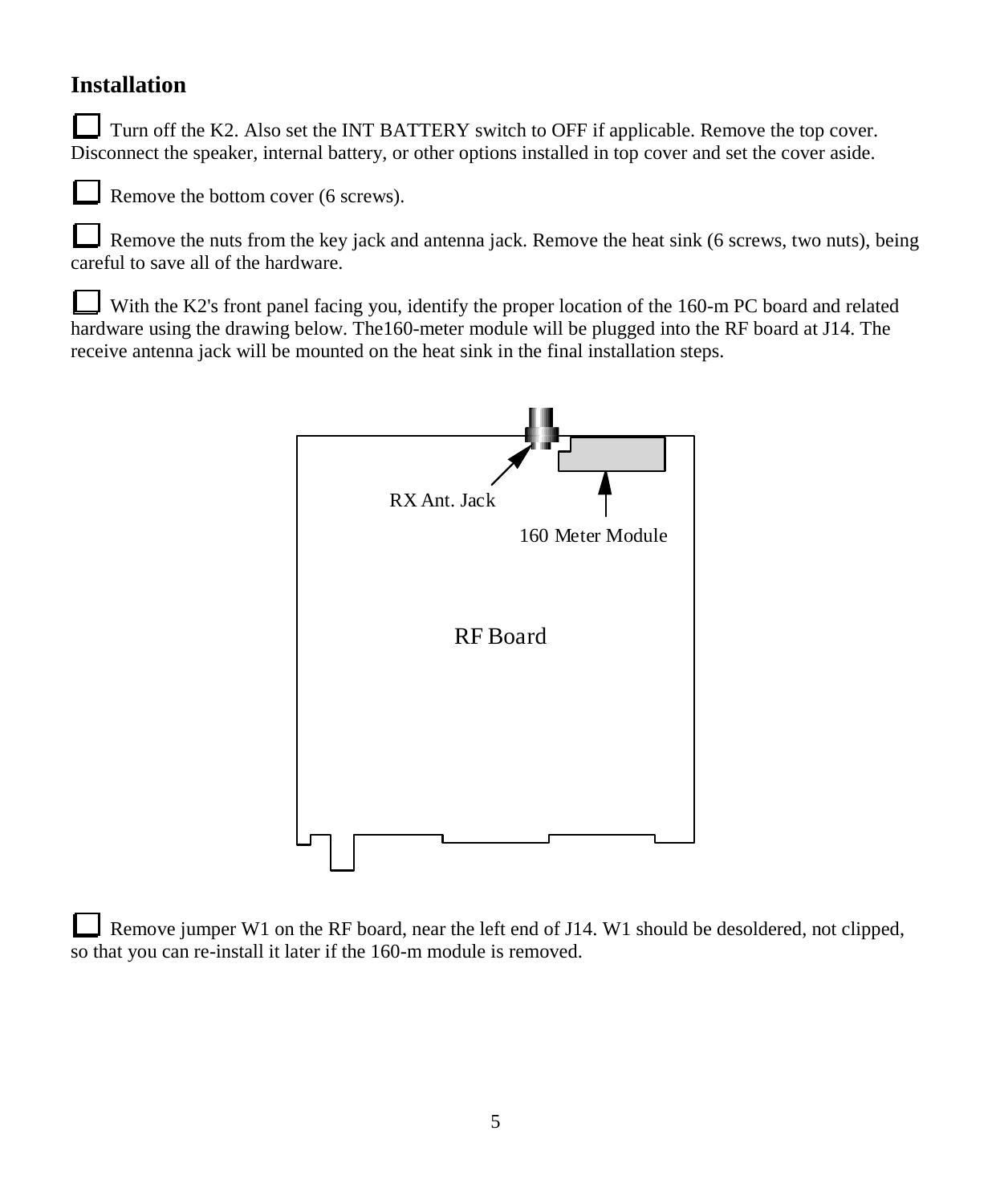## Installation

☐ Turn off the K2. Also set the INT BATTERY switch to OFF if applicable. Remove the top cover. Disconnect the speaker, internal battery, or other options installed in top cover and set the cover aside.

☐ Remove the bottom cover (6 screws).

☐ Remove the nuts from the key jack and antenna jack. Remove the heat sink (6 screws, two nuts), being careful to save all of the hardware.

☐ With the K2's front panel facing you, identify the proper location of the 160-m PC board and related hardware using the drawing below. The160-meter module will be plugged into the RF board at J14. The receive antenna jack will be mounted on the heat sink in the final installation steps.

RX Ant. Jack

160 Meter Module

RF Board

☐ Remove jumper W1 on the RF board, near the left end of J14. W1 should be desoldered, not clipped, so that you can re-install it later if the 160-m module is removed.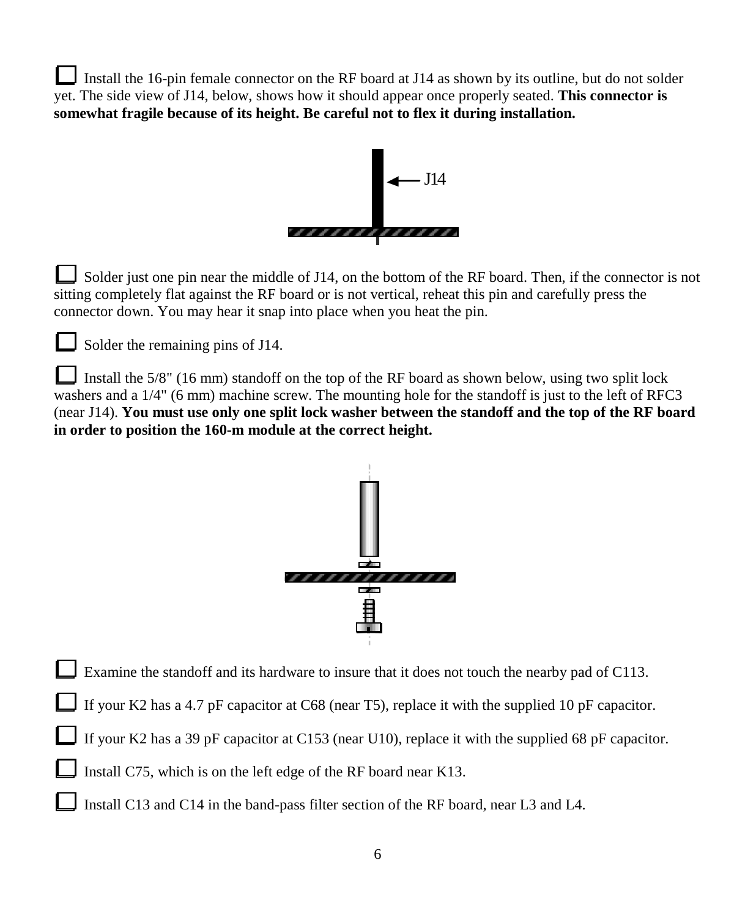- [ ] Install the 16-pin female connector on the RF board at J14 as shown by its outline, but do not solder yet. The side view of J14, below, shows how it should appear once properly seated. **This connector is somewhat fragile because of its height. Be careful not to flex it during installation.**

- [ ] Solder just one pin near the middle of J14, on the bottom of the RF board. Then, if the connector is not sitting completely flat against the RF board or is not vertical, reheat this pin and carefully press the connector down. You may hear it snap into place when you heat the pin.

- [ ] Solder the remaining pins of J14.

- [ ] Install the 5/8" (16 mm) standoff on the top of the RF board as shown below, using two split lock washers and a 1/4" (6 mm) machine screw. The mounting hole for the standoff is just to the left of RFC3 (near J14). **You must use only one split lock washer between the standoff and the top of the RF board in order to position the 160-m module at the correct height.**

- [ ] Examine the standoff and its hardware to insure that it does not touch the nearby pad of C113.

- [ ] If your K2 has a 4.7 pF capacitor at C68 (near T5), replace it with the supplied 10 pF capacitor.

- [ ] If your K2 has a 39 pF capacitor at C153 (near U10), replace it with the supplied 68 pF capacitor.

- [ ] Install C75, which is on the left edge of the RF board near K13.

- [ ] Install C13 and C14 in the band-pass filter section of the RF board, near L3 and L4.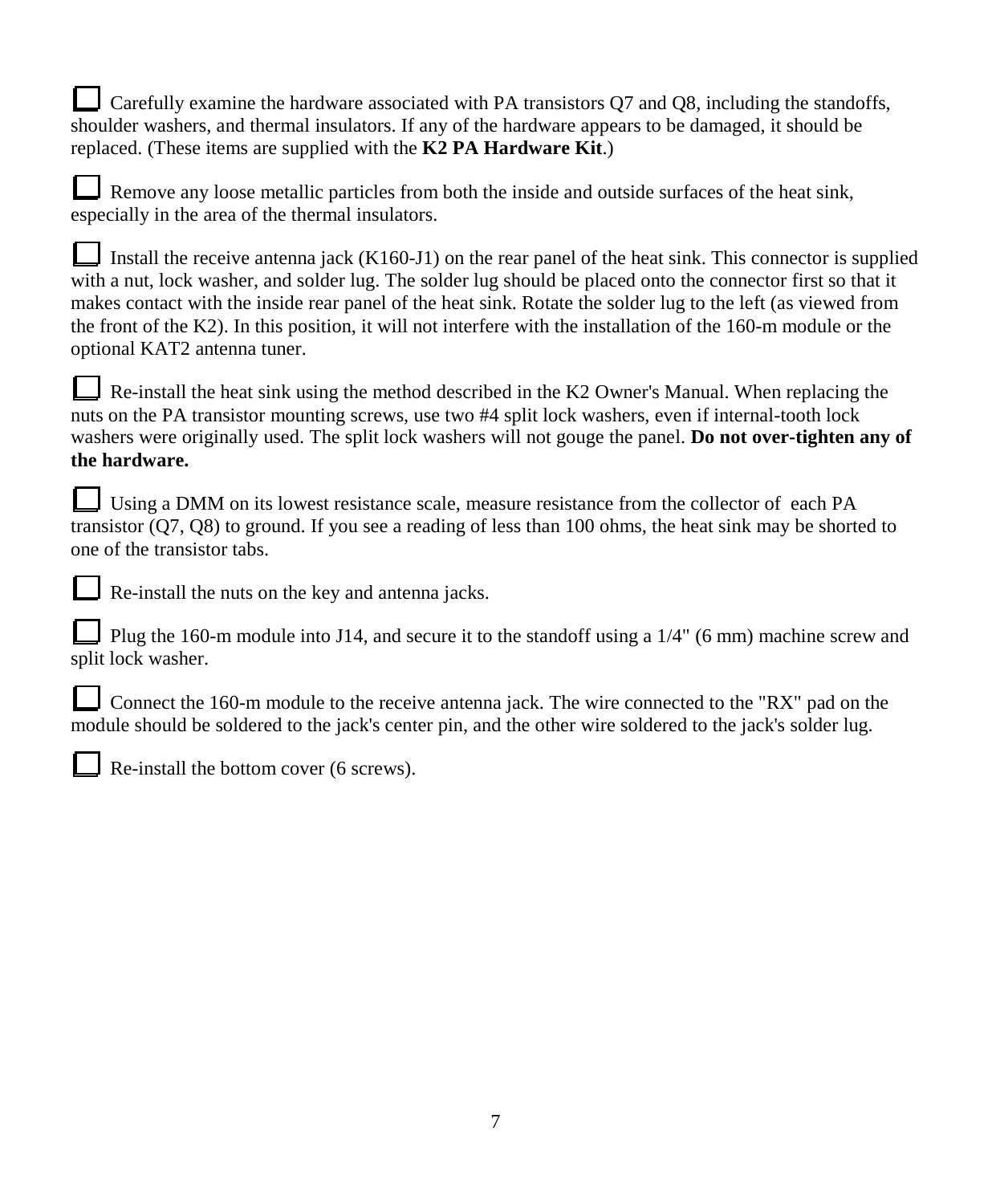☐ Carefully examine the hardware associated with PA transistors Q7 and Q8, including the standoffs, shoulder washers, and thermal insulators. If any of the hardware appears to be damaged, it should be replaced. (These items are supplied with the **K2 PA Hardware Kit**.)

☐ Remove any loose metallic particles from both the inside and outside surfaces of the heat sink, especially in the area of the thermal insulators.

☐ Install the receive antenna jack (K160-J1) on the rear panel of the heat sink. This connector is supplied with a nut, lock washer, and solder lug. The solder lug should be placed onto the connector first so that it makes contact with the inside rear panel of the heat sink. Rotate the solder lug to the left (as viewed from the front of the K2). In this position, it will not interfere with the installation of the 160-m module or the optional KAT2 antenna tuner.

☐ Re-install the heat sink using the method described in the K2 Owner's Manual. When replacing the nuts on the PA transistor mounting screws, use two #4 split lock washers, even if internal-tooth lock washers were originally used. The split lock washers will not gouge the panel. **Do not over-tighten any of the hardware.**

☐ Using a DMM on its lowest resistance scale, measure resistance from the collector of each PA transistor (Q7, Q8) to ground. If you see a reading of less than 100 ohms, the heat sink may be shorted to one of the transistor tabs.

☐ Re-install the nuts on the key and antenna jacks.

☐ Plug the 160-m module into J14, and secure it to the standoff using a 1/4" (6 mm) machine screw and split lock washer.

☐ Connect the 160-m module to the receive antenna jack. The wire connected to the "RX" pad on the module should be soldered to the jack's center pin, and the other wire soldered to the jack's solder lug.

☐ Re-install the bottom cover (6 screws).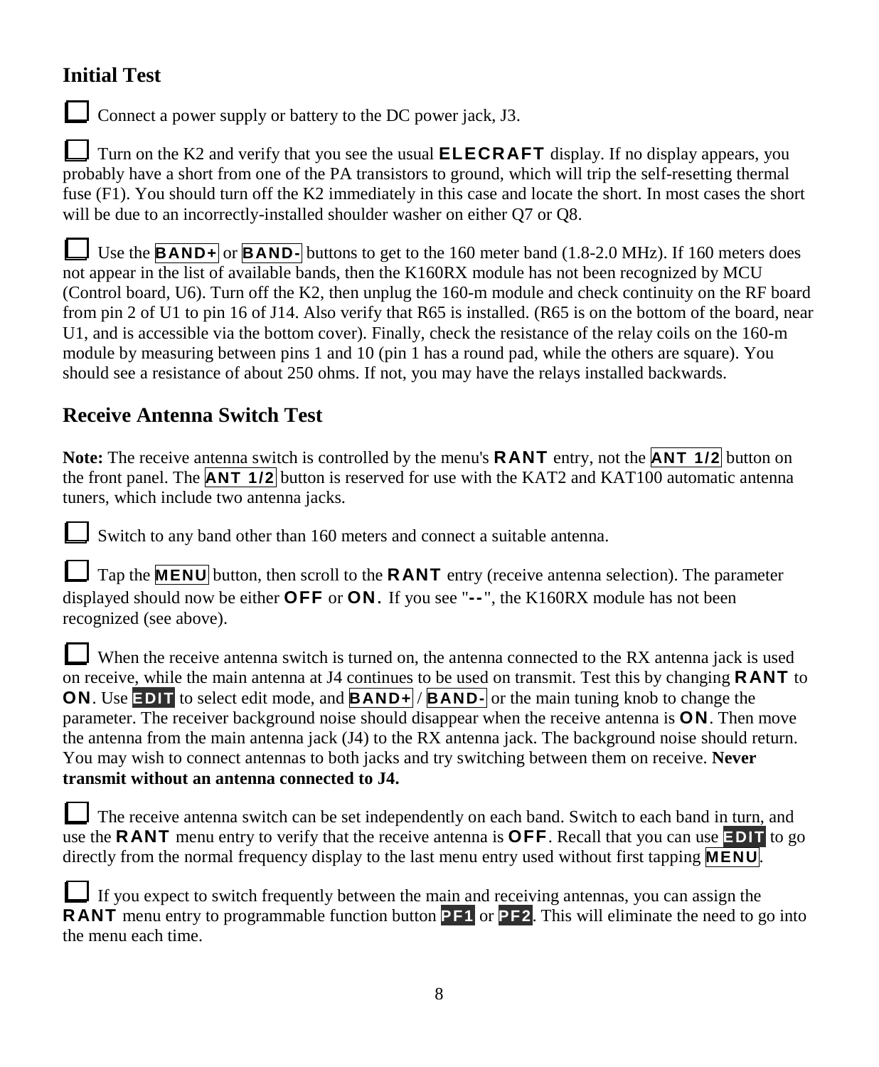## Initial Test

- [ ] Connect a power supply or battery to the DC power jack, J3.

- [ ] Turn on the K2 and verify that you see the usual **ELECRAFT** display. If no display appears, you probably have a short from one of the PA transistors to ground, which will trip the self-resetting thermal fuse (F1). You should turn off the K2 immediately in this case and locate the short. In most cases the short will be due to an incorrectly-installed shoulder washer on either Q7 or Q8.

- [ ] Use the **BAND+** or **BAND-** buttons to get to the 160 meter band (1.8-2.0 MHz). If 160 meters does not appear in the list of available bands, then the K160RX module has not been recognized by MCU (Control board, U6). Turn off the K2, then unplug the 160-m module and check continuity on the RF board from pin 2 of U1 to pin 16 of J14. Also verify that R65 is installed. (R65 is on the bottom of the board, near U1, and is accessible via the bottom cover). Finally, check the resistance of the relay coils on the 160-m module by measuring between pins 1 and 10 (pin 1 has a round pad, while the others are square). You should see a resistance of about 250 ohms. If not, you may have the relays installed backwards.

## Receive Antenna Switch Test

**Note:** The receive antenna switch is controlled by the menu's **RANT** entry, not the **ANT 1/2** button on the front panel. The **ANT 1/2** button is reserved for use with the KAT2 and KAT100 automatic antenna tuners, which include two antenna jacks.

- [ ] Switch to any band other than 160 meters and connect a suitable antenna.

- [ ] Tap the **MENU** button, then scroll to the **RANT** entry (receive antenna selection). The parameter displayed should now be either **OFF** or **ON.** If you see "**--**", the K160RX module has not been recognized (see above).

- [ ] When the receive antenna switch is turned on, the antenna connected to the RX antenna jack is used on receive, while the main antenna at J4 continues to be used on transmit. Test this by changing **RANT** to **ON**. Use **EDIT** to select edit mode, and **BAND+** / **BAND-** or the main tuning knob to change the parameter. The receiver background noise should disappear when the receive antenna is **ON**. Then move the antenna from the main antenna jack (J4) to the RX antenna jack. The background noise should return. You may wish to connect antennas to both jacks and try switching between them on receive. **Never transmit without an antenna connected to J4.**

- [ ] The receive antenna switch can be set independently on each band. Switch to each band in turn, and use the **RANT** menu entry to verify that the receive antenna is **OFF**. Recall that you can use **EDIT** to go directly from the normal frequency display to the last menu entry used without first tapping **MENU**.

- [ ] If you expect to switch frequently between the main and receiving antennas, you can assign the **RANT** menu entry to programmable function button **PF1** or **PF2**. This will eliminate the need to go into the menu each time.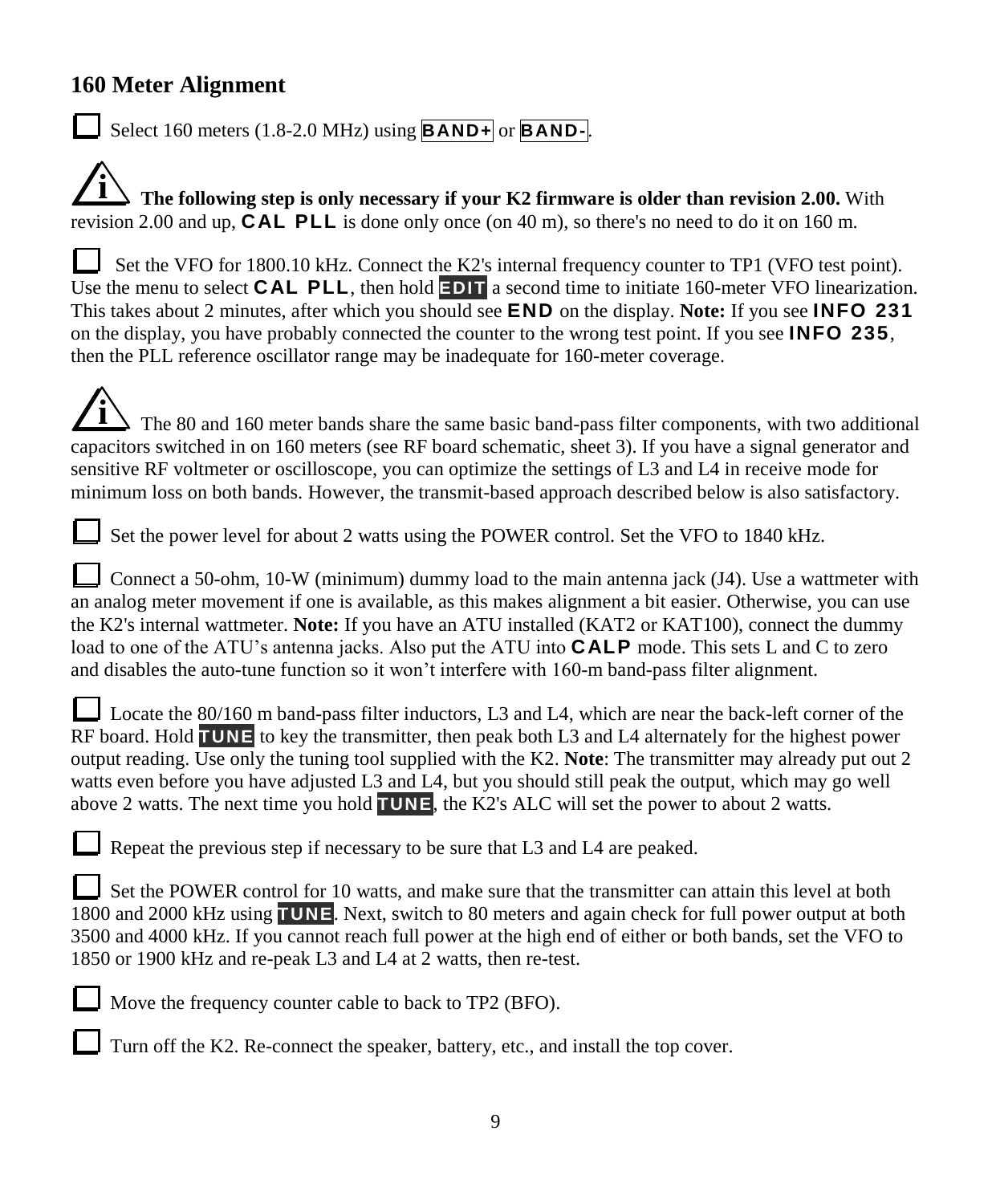## 160 Meter Alignment

- [ ] Select 160 meters (1.8-2.0 MHz) using **BAND+** or **BAND-**.

**The following step is only necessary if your K2 firmware is older than revision 2.00.** With revision 2.00 and up, **CAL PLL** is done only once (on 40 m), so there's no need to do it on 160 m.

- [ ] Set the VFO for 1800.10 kHz. Connect the K2's internal frequency counter to TP1 (VFO test point). Use the menu to select **CAL PLL**, then hold **EDIT** a second time to initiate 160-meter VFO linearization. This takes about 2 minutes, after which you should see **END** on the display. **Note:** If you see **INFO 231** on the display, you have probably connected the counter to the wrong test point. If you see **INFO 235**, then the PLL reference oscillator range may be inadequate for 160-meter coverage.

The 80 and 160 meter bands share the same basic band-pass filter components, with two additional capacitors switched in on 160 meters (see RF board schematic, sheet 3). If you have a signal generator and sensitive RF voltmeter or oscilloscope, you can optimize the settings of L3 and L4 in receive mode for minimum loss on both bands. However, the transmit-based approach described below is also satisfactory.

- [ ] Set the power level for about 2 watts using the POWER control. Set the VFO to 1840 kHz.

- [ ] Connect a 50-ohm, 10-W (minimum) dummy load to the main antenna jack (J4). Use a wattmeter with an analog meter movement if one is available, as this makes alignment a bit easier. Otherwise, you can use the K2's internal wattmeter. **Note:** If you have an ATU installed (KAT2 or KAT100), connect the dummy load to one of the ATU's antenna jacks. Also put the ATU into **CALP** mode. This sets L and C to zero and disables the auto-tune function so it won't interfere with 160-m band-pass filter alignment.

- [ ] Locate the 80/160 m band-pass filter inductors, L3 and L4, which are near the back-left corner of the RF board. Hold **TUNE** to key the transmitter, then peak both L3 and L4 alternately for the highest power output reading. Use only the tuning tool supplied with the K2. **Note**: The transmitter may already put out 2 watts even before you have adjusted L3 and L4, but you should still peak the output, which may go well above 2 watts. The next time you hold **TUNE**, the K2's ALC will set the power to about 2 watts.

- [ ] Repeat the previous step if necessary to be sure that L3 and L4 are peaked.

- [ ] Set the POWER control for 10 watts, and make sure that the transmitter can attain this level at both 1800 and 2000 kHz using **TUNE**. Next, switch to 80 meters and again check for full power output at both 3500 and 4000 kHz. If you cannot reach full power at the high end of either or both bands, set the VFO to 1850 or 1900 kHz and re-peak L3 and L4 at 2 watts, then re-test.

- [ ] Move the frequency counter cable to back to TP2 (BFO).

- [ ] Turn off the K2. Re-connect the speaker, battery, etc., and install the top cover.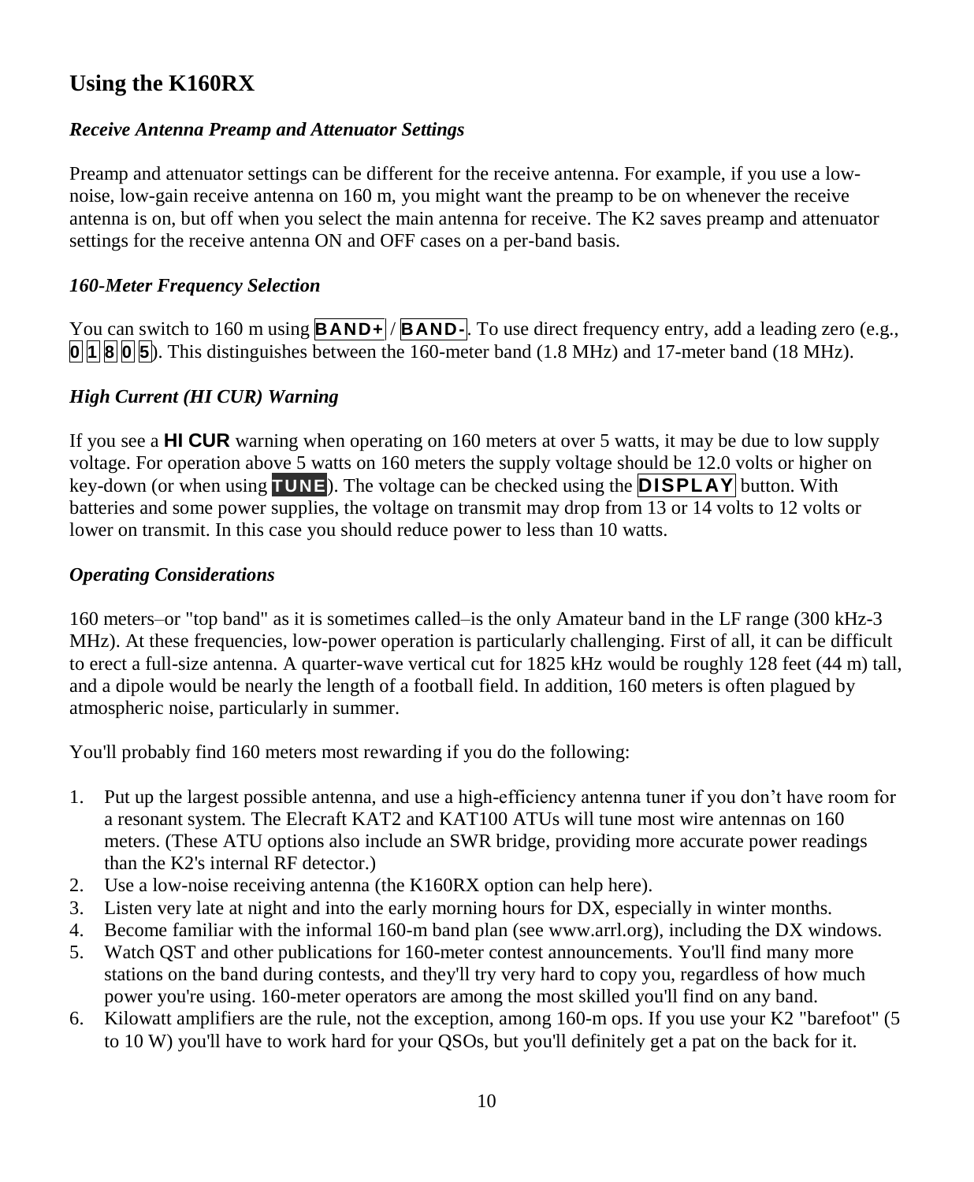## Using the K160RX

### *Receive Antenna Preamp and Attenuator Settings*

Preamp and attenuator settings can be different for the receive antenna. For example, if you use a low-noise, low-gain receive antenna on 160 m, you might want the preamp to be on whenever the receive antenna is on, but off when you select the main antenna for receive. The K2 saves preamp and attenuator settings for the receive antenna ON and OFF cases on a per-band basis.

### *160-Meter Frequency Selection*

You can switch to 160 m using **BAND+** / **BAND-**. To use direct frequency entry, add a leading zero (e.g., **0** **1** **8** **0** **5**). This distinguishes between the 160-meter band (1.8 MHz) and 17-meter band (18 MHz).

### *High Current (HI CUR) Warning*

If you see a **HI CUR** warning when operating on 160 meters at over 5 watts, it may be due to low supply voltage. For operation above 5 watts on 160 meters the supply voltage should be 12.0 volts or higher on key-down (or when using **TUNE**). The voltage can be checked using the **DISPLAY** button. With batteries and some power supplies, the voltage on transmit may drop from 13 or 14 volts to 12 volts or lower on transmit. In this case you should reduce power to less than 10 watts.

### *Operating Considerations*

160 meters–or "top band" as it is sometimes called–is the only Amateur band in the LF range (300 kHz-3 MHz). At these frequencies, low-power operation is particularly challenging. First of all, it can be difficult to erect a full-size antenna. A quarter-wave vertical cut for 1825 kHz would be roughly 128 feet (44 m) tall, and a dipole would be nearly the length of a football field. In addition, 160 meters is often plagued by atmospheric noise, particularly in summer.

You'll probably find 160 meters most rewarding if you do the following:

1. Put up the largest possible antenna, and use a high-efficiency antenna tuner if you don't have room for a resonant system. The Elecraft KAT2 and KAT100 ATUs will tune most wire antennas on 160 meters. (These ATU options also include an SWR bridge, providing more accurate power readings than the K2's internal RF detector.)
2. Use a low-noise receiving antenna (the K160RX option can help here).
3. Listen very late at night and into the early morning hours for DX, especially in winter months.
4. Become familiar with the informal 160-m band plan (see www.arrl.org), including the DX windows.
5. Watch QST and other publications for 160-meter contest announcements. You'll find many more stations on the band during contests, and they'll try very hard to copy you, regardless of how much power you're using. 160-meter operators are among the most skilled you'll find on any band.
6. Kilowatt amplifiers are the rule, not the exception, among 160-m ops. If you use your K2 "barefoot" (5 to 10 W) you'll have to work hard for your QSOs, but you'll definitely get a pat on the back for it.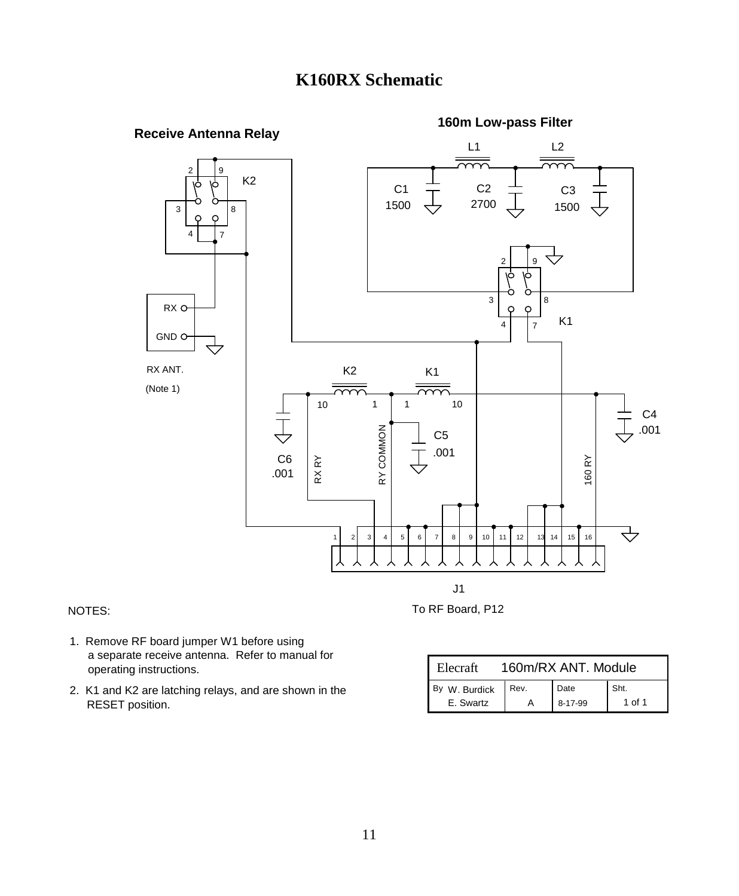# K160RX Schematic

**Receive Antenna Relay**

**160m Low-pass Filter**

L1 L2

C1 1500 C2 2700 C3 1500

K1 K2

RX GND

RX ANT.

(Note 1)

C4 .001

C5 .001

C6 .001

RX RY RY COMMON 160 RY

J1

To RF Board, P12

NOTES:

1. Remove RF board jumper W1 before using a separate receive antenna. Refer to manual for operating instructions.
2. K1 and K2 are latching relays, and are shown in the RESET position.

| Elecraft | 160m/RX ANT. Module | | |
|---|---|---|---|
| By W. Burdick E. Swartz | Rev. A | Date 8-17-99 | Sht. 1 of 1 |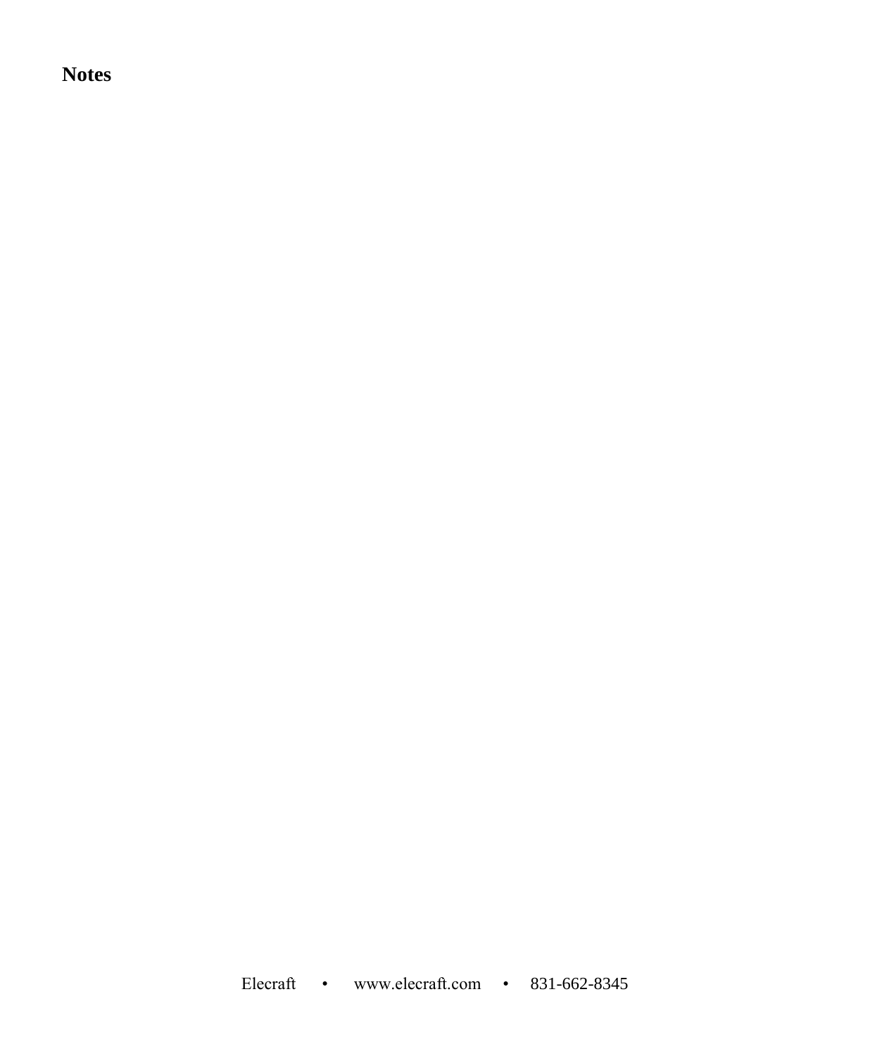**Notes**